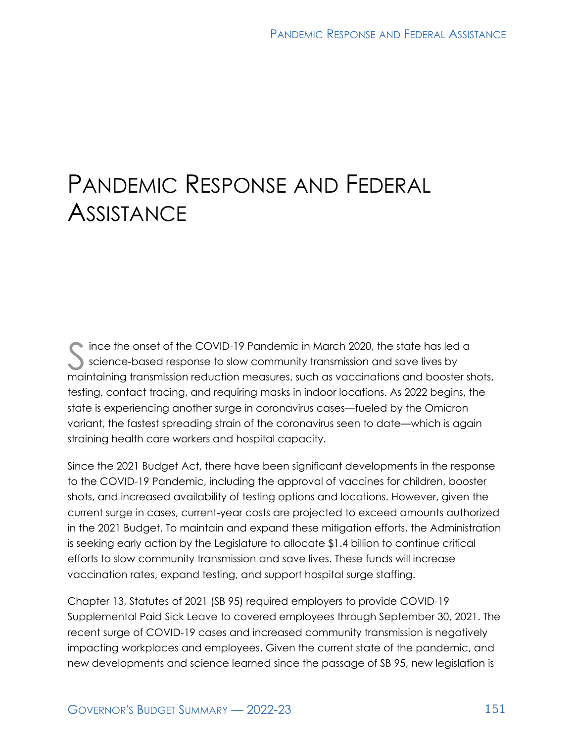# Pandemic Response and Federal Assistance

Since the onset of the COVID-19 Pandemic in March 2020, the state has led a science-based response to slow community transmission and save lives by maintaining transmission reduction measures, such as vaccinations and booster shots, testing, contact tracing, and requiring masks in indoor locations. As 2022 begins, the state is experiencing another surge in coronavirus cases—fueled by the Omicron variant, the fastest spreading strain of the coronavirus seen to date—which is again straining health care workers and hospital capacity.

Since the 2021 Budget Act, there have been significant developments in the response to the COVID-19 Pandemic, including the approval of vaccines for children, booster shots, and increased availability of testing options and locations. However, given the current surge in cases, current-year costs are projected to exceed amounts authorized in the 2021 Budget. To maintain and expand these mitigation efforts, the Administration is seeking early action by the Legislature to allocate $1.4 billion to continue critical efforts to slow community transmission and save lives. These funds will increase vaccination rates, expand testing, and support hospital surge staffing.

Chapter 13, Statutes of 2021 (SB 95) required employers to provide COVID-19 Supplemental Paid Sick Leave to covered employees through September 30, 2021. The recent surge of COVID-19 cases and increased community transmission is negatively impacting workplaces and employees. Given the current state of the pandemic, and new developments and science learned since the passage of SB 95, new legislation is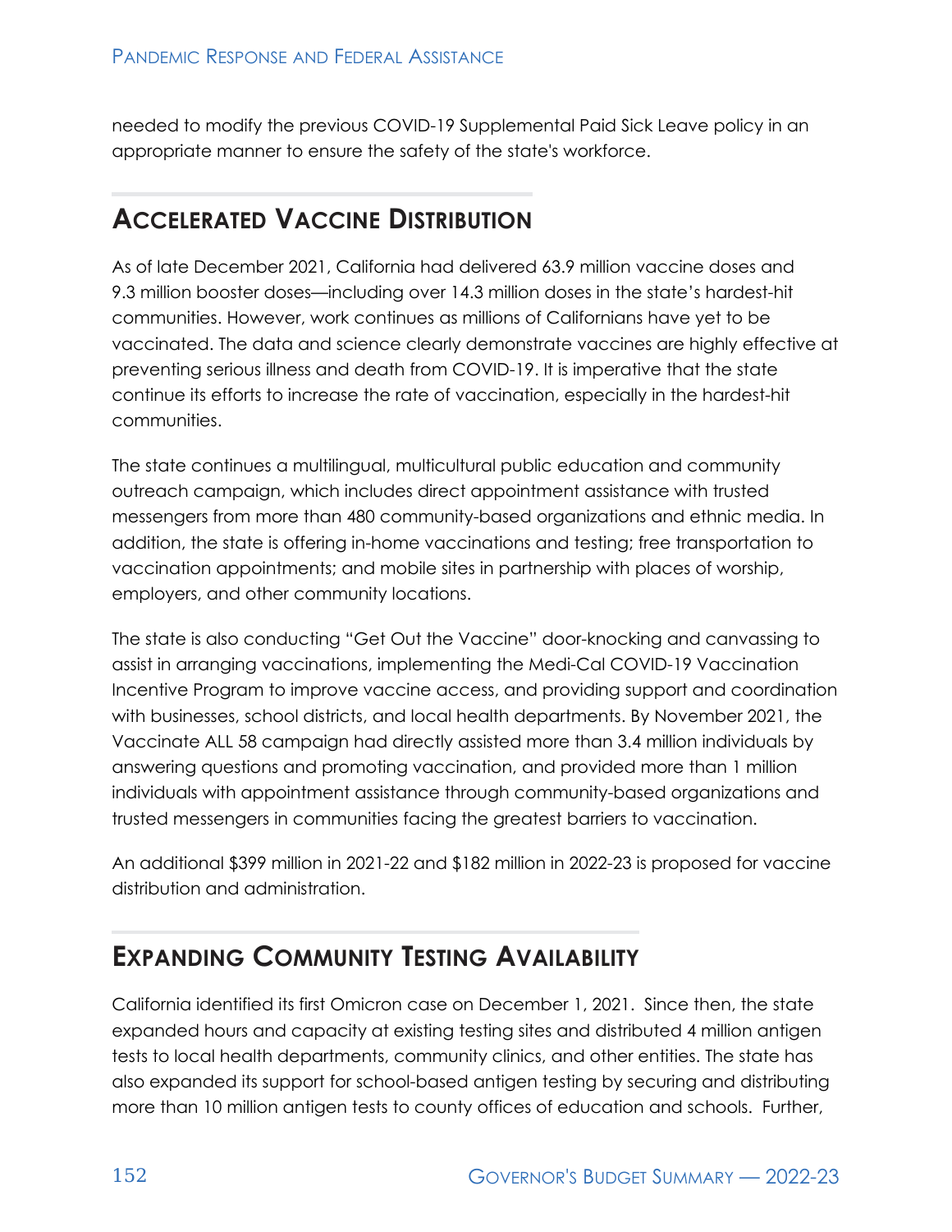needed to modify the previous COVID-19 Supplemental Paid Sick Leave policy in an appropriate manner to ensure the safety of the state's workforce.

## Accelerated Vaccine Distribution

As of late December 2021, California had delivered 63.9 million vaccine doses and 9.3 million booster doses—including over 14.3 million doses in the state's hardest-hit communities. However, work continues as millions of Californians have yet to be vaccinated. The data and science clearly demonstrate vaccines are highly effective at preventing serious illness and death from COVID-19. It is imperative that the state continue its efforts to increase the rate of vaccination, especially in the hardest-hit communities.

The state continues a multilingual, multicultural public education and community outreach campaign, which includes direct appointment assistance with trusted messengers from more than 480 community-based organizations and ethnic media. In addition, the state is offering in-home vaccinations and testing; free transportation to vaccination appointments; and mobile sites in partnership with places of worship, employers, and other community locations.

The state is also conducting "Get Out the Vaccine" door-knocking and canvassing to assist in arranging vaccinations, implementing the Medi-Cal COVID-19 Vaccination Incentive Program to improve vaccine access, and providing support and coordination with businesses, school districts, and local health departments. By November 2021, the Vaccinate ALL 58 campaign had directly assisted more than 3.4 million individuals by answering questions and promoting vaccination, and provided more than 1 million individuals with appointment assistance through community-based organizations and trusted messengers in communities facing the greatest barriers to vaccination.

An additional $399 million in 2021-22 and $182 million in 2022-23 is proposed for vaccine distribution and administration.

## Expanding Community Testing Availability

California identified its first Omicron case on December 1, 2021. Since then, the state expanded hours and capacity at existing testing sites and distributed 4 million antigen tests to local health departments, community clinics, and other entities. The state has also expanded its support for school-based antigen testing by securing and distributing more than 10 million antigen tests to county offices of education and schools. Further,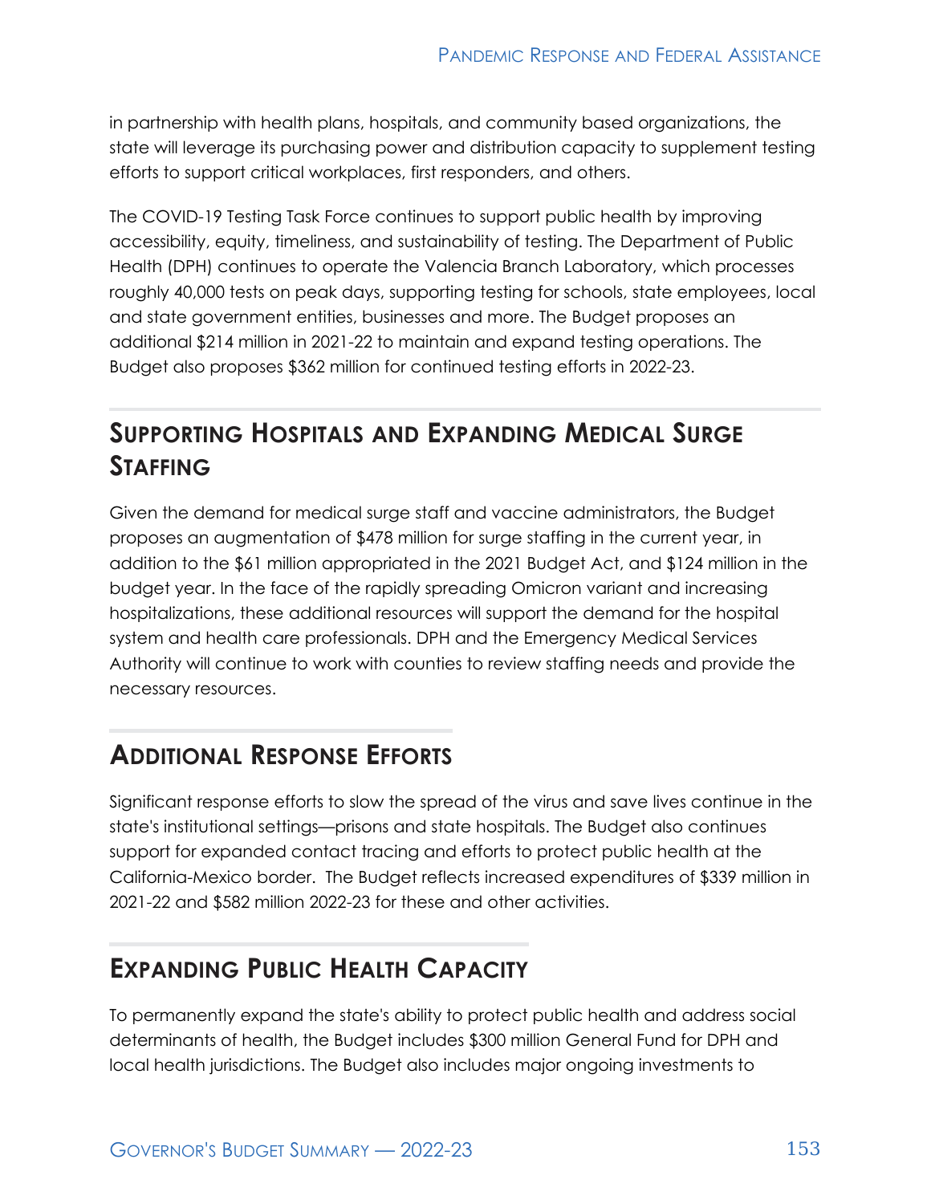in partnership with health plans, hospitals, and community based organizations, the state will leverage its purchasing power and distribution capacity to supplement testing efforts to support critical workplaces, first responders, and others.

The COVID-19 Testing Task Force continues to support public health by improving accessibility, equity, timeliness, and sustainability of testing. The Department of Public Health (DPH) continues to operate the Valencia Branch Laboratory, which processes roughly 40,000 tests on peak days, supporting testing for schools, state employees, local and state government entities, businesses and more. The Budget proposes an additional $214 million in 2021-22 to maintain and expand testing operations. The Budget also proposes $362 million for continued testing efforts in 2022-23.

## Supporting Hospitals and Expanding Medical Surge Staffing

Given the demand for medical surge staff and vaccine administrators, the Budget proposes an augmentation of $478 million for surge staffing in the current year, in addition to the $61 million appropriated in the 2021 Budget Act, and $124 million in the budget year. In the face of the rapidly spreading Omicron variant and increasing hospitalizations, these additional resources will support the demand for the hospital system and health care professionals. DPH and the Emergency Medical Services Authority will continue to work with counties to review staffing needs and provide the necessary resources.

## Additional Response Efforts

Significant response efforts to slow the spread of the virus and save lives continue in the state's institutional settings—prisons and state hospitals. The Budget also continues support for expanded contact tracing and efforts to protect public health at the California-Mexico border. The Budget reflects increased expenditures of $339 million in 2021-22 and $582 million 2022-23 for these and other activities.

## Expanding Public Health Capacity

To permanently expand the state's ability to protect public health and address social determinants of health, the Budget includes $300 million General Fund for DPH and local health jurisdictions. The Budget also includes major ongoing investments to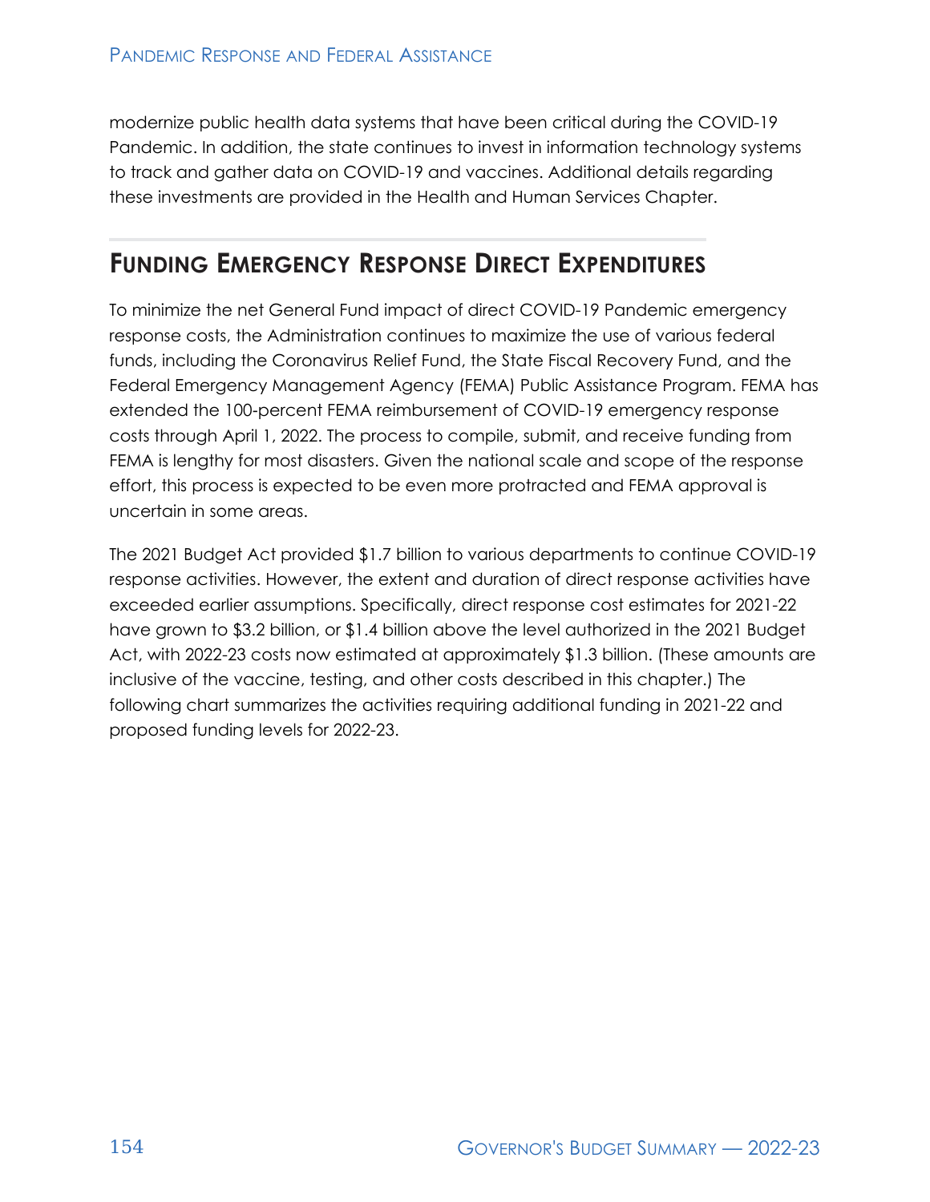modernize public health data systems that have been critical during the COVID-19 Pandemic. In addition, the state continues to invest in information technology systems to track and gather data on COVID-19 and vaccines. Additional details regarding these investments are provided in the Health and Human Services Chapter.

## Funding Emergency Response Direct Expenditures

To minimize the net General Fund impact of direct COVID-19 Pandemic emergency response costs, the Administration continues to maximize the use of various federal funds, including the Coronavirus Relief Fund, the State Fiscal Recovery Fund, and the Federal Emergency Management Agency (FEMA) Public Assistance Program. FEMA has extended the 100-percent FEMA reimbursement of COVID-19 emergency response costs through April 1, 2022. The process to compile, submit, and receive funding from FEMA is lengthy for most disasters. Given the national scale and scope of the response effort, this process is expected to be even more protracted and FEMA approval is uncertain in some areas.

The 2021 Budget Act provided $1.7 billion to various departments to continue COVID-19 response activities. However, the extent and duration of direct response activities have exceeded earlier assumptions. Specifically, direct response cost estimates for 2021-22 have grown to $3.2 billion, or $1.4 billion above the level authorized in the 2021 Budget Act, with 2022-23 costs now estimated at approximately $1.3 billion. (These amounts are inclusive of the vaccine, testing, and other costs described in this chapter.) The following chart summarizes the activities requiring additional funding in 2021-22 and proposed funding levels for 2022-23.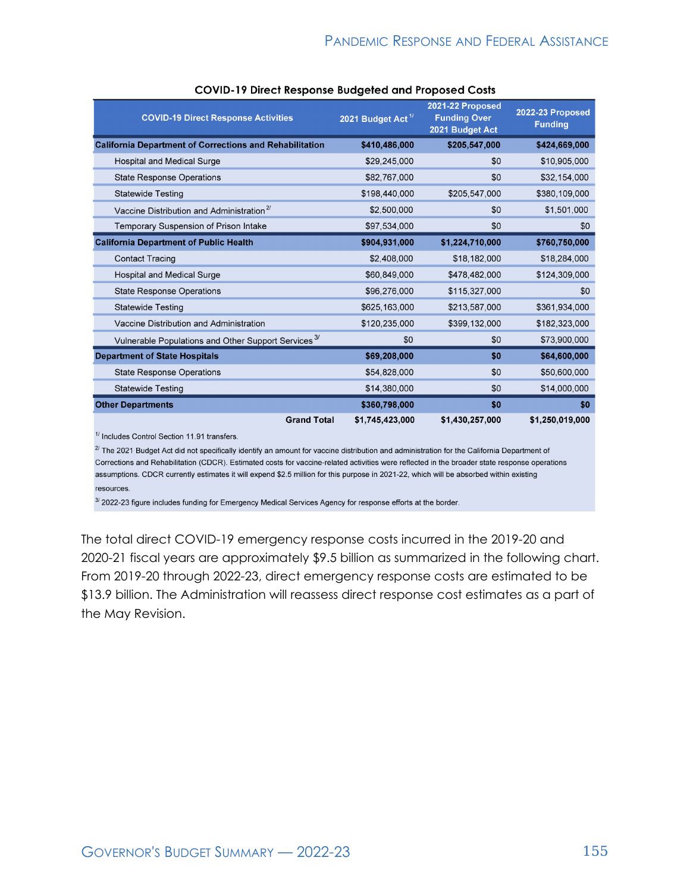**COVID-19 Direct Response Budgeted and Proposed Costs**

| COVID-19 Direct Response Activities | 2021 Budget Act [1/] | 2021-22 Proposed Funding Over 2021 Budget Act | 2022-23 Proposed Funding |
|---|---|---|---|
| **California Department of Corrections and Rehabilitation** | **$410,486,000** | **$205,547,000** | **$424,669,000** |
| Hospital and Medical Surge | $29,245,000 | $0 | $10,905,000 |
| State Response Operations | $82,767,000 | $0 | $32,154,000 |
| Statewide Testing | $198,440,000 | $205,547,000 | $380,109,000 |
| Vaccine Distribution and Administration [2/] | $2,500,000 | $0 | $1,501,000 |
| Temporary Suspension of Prison Intake | $97,534,000 | $0 | $0 |
| **California Department of Public Health** | **$904,931,000** | **$1,224,710,000** | **$760,750,000** |
| Contact Tracing | $2,408,000 | $18,182,000 | $18,284,000 |
| Hospital and Medical Surge | $60,849,000 | $478,482,000 | $124,309,000 |
| State Response Operations | $96,276,000 | $115,327,000 | $0 |
| Statewide Testing | $625,163,000 | $213,587,000 | $361,934,000 |
| Vaccine Distribution and Administration | $120,235,000 | $399,132,000 | $182,323,000 |
| Vulnerable Populations and Other Support Services [3/] | $0 | $0 | $73,900,000 |
| **Department of State Hospitals** | **$69,208,000** | **$0** | **$64,600,000** |
| State Response Operations | $54,828,000 | $0 | $50,600,000 |
| Statewide Testing | $14,380,000 | $0 | $14,000,000 |
| **Other Departments** | **$360,798,000** | **$0** | **$0** |
| **Grand Total** | **$1,745,423,000** | **$1,430,257,000** | **$1,250,019,000** |

[1/] Includes Control Section 11.91 transfers.

[2/] The 2021 Budget Act did not specifically identify an amount for vaccine distribution and administration for the California Department of Corrections and Rehabilitation (CDCR). Estimated costs for vaccine-related activities were reflected in the broader state response operations assumptions. CDCR currently estimates it will expend $2.5 million for this purpose in 2021-22, which will be absorbed within existing resources.

[3/] 2022-23 figure includes funding for Emergency Medical Services Agency for response efforts at the border.

The total direct COVID-19 emergency response costs incurred in the 2019-20 and 2020-21 fiscal years are approximately $9.5 billion as summarized in the following chart. From 2019-20 through 2022-23, direct emergency response costs are estimated to be $13.9 billion. The Administration will reassess direct response cost estimates as a part of the May Revision.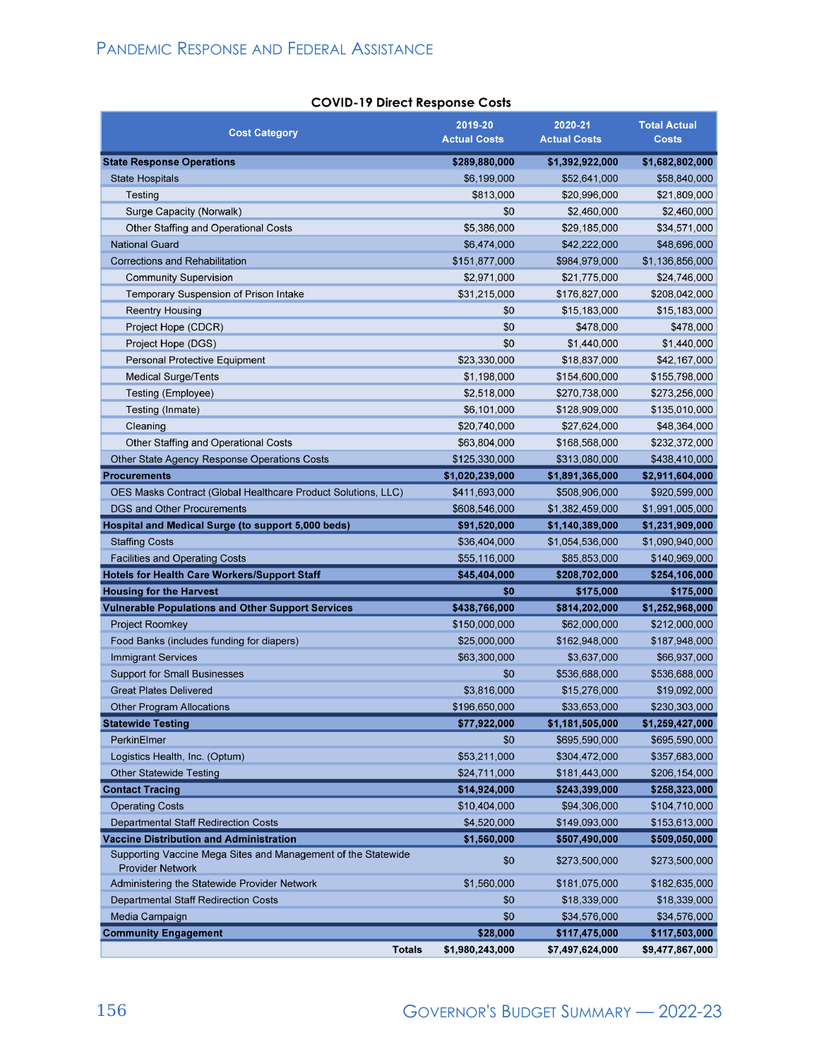**COVID-19 Direct Response Costs**

| Cost Category | 2019-20 Actual Costs | 2020-21 Actual Costs | Total Actual Costs |
|---|---|---|---|
| **State Response Operations** | **$289,880,000** | **$1,392,922,000** | **$1,682,802,000** |
| State Hospitals | $6,199,000 | $52,641,000 | $58,840,000 |
| Testing | $813,000 | $20,996,000 | $21,809,000 |
| Surge Capacity (Norwalk) | $0 | $2,460,000 | $2,460,000 |
| Other Staffing and Operational Costs | $5,386,000 | $29,185,000 | $34,571,000 |
| National Guard | $6,474,000 | $42,222,000 | $48,696,000 |
| Corrections and Rehabilitation | $151,877,000 | $984,979,000 | $1,136,856,000 |
| Community Supervision | $2,971,000 | $21,775,000 | $24,746,000 |
| Temporary Suspension of Prison Intake | $31,215,000 | $176,827,000 | $208,042,000 |
| Reentry Housing | $0 | $15,183,000 | $15,183,000 |
| Project Hope (CDCR) | $0 | $478,000 | $478,000 |
| Project Hope (DGS) | $0 | $1,440,000 | $1,440,000 |
| Personal Protective Equipment | $23,330,000 | $18,837,000 | $42,167,000 |
| Medical Surge/Tents | $1,198,000 | $154,600,000 | $155,798,000 |
| Testing (Employee) | $2,518,000 | $270,738,000 | $273,256,000 |
| Testing (Inmate) | $6,101,000 | $128,909,000 | $135,010,000 |
| Cleaning | $20,740,000 | $27,624,000 | $48,364,000 |
| Other Staffing and Operational Costs | $63,804,000 | $168,568,000 | $232,372,000 |
| Other State Agency Response Operations Costs | $125,330,000 | $313,080,000 | $438,410,000 |
| **Procurements** | **$1,020,239,000** | **$1,891,365,000** | **$2,911,604,000** |
| OES Masks Contract (Global Healthcare Product Solutions, LLC) | $411,693,000 | $508,906,000 | $920,599,000 |
| DGS and Other Procurements | $608,546,000 | $1,382,459,000 | $1,991,005,000 |
| **Hospital and Medical Surge (to support 5,000 beds)** | **$91,520,000** | **$1,140,389,000** | **$1,231,909,000** |
| Staffing Costs | $36,404,000 | $1,054,536,000 | $1,090,940,000 |
| Facilities and Operating Costs | $55,116,000 | $85,853,000 | $140,969,000 |
| **Hotels for Health Care Workers/Support Staff** | **$45,404,000** | **$208,702,000** | **$254,106,000** |
| **Housing for the Harvest** | **$0** | **$175,000** | **$175,000** |
| **Vulnerable Populations and Other Support Services** | **$438,766,000** | **$814,202,000** | **$1,252,968,000** |
| Project Roomkey | $150,000,000 | $62,000,000 | $212,000,000 |
| Food Banks (includes funding for diapers) | $25,000,000 | $162,948,000 | $187,948,000 |
| Immigrant Services | $63,300,000 | $3,637,000 | $66,937,000 |
| Support for Small Businesses | $0 | $536,688,000 | $536,688,000 |
| Great Plates Delivered | $3,816,000 | $15,276,000 | $19,092,000 |
| Other Program Allocations | $196,650,000 | $33,653,000 | $230,303,000 |
| **Statewide Testing** | **$77,922,000** | **$1,181,505,000** | **$1,259,427,000** |
| PerkinElmer | $0 | $695,590,000 | $695,590,000 |
| Logistics Health, Inc. (Optum) | $53,211,000 | $304,472,000 | $357,683,000 |
| Other Statewide Testing | $24,711,000 | $181,443,000 | $206,154,000 |
| **Contact Tracing** | **$14,924,000** | **$243,399,000** | **$258,323,000** |
| Operating Costs | $10,404,000 | $94,306,000 | $104,710,000 |
| Departmental Staff Redirection Costs | $4,520,000 | $149,093,000 | $153,613,000 |
| **Vaccine Distribution and Administration** | **$1,560,000** | **$507,490,000** | **$509,050,000** |
| Supporting Vaccine Mega Sites and Management of the Statewide Provider Network | $0 | $273,500,000 | $273,500,000 |
| Administering the Statewide Provider Network | $1,560,000 | $181,075,000 | $182,635,000 |
| Departmental Staff Redirection Costs | $0 | $18,339,000 | $18,339,000 |
| Media Campaign | $0 | $34,576,000 | $34,576,000 |
| **Community Engagement** | **$28,000** | **$117,475,000** | **$117,503,000** |
| **Totals** | **$1,980,243,000** | **$7,497,624,000** | **$9,477,867,000** |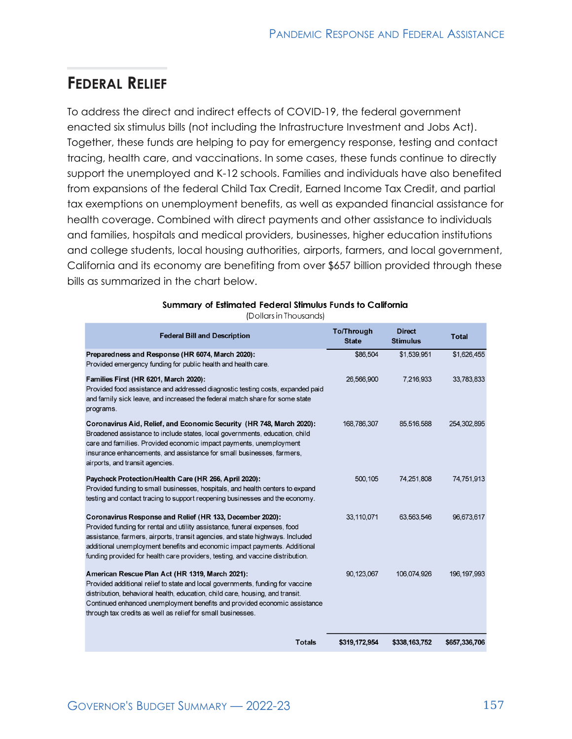## Federal Relief

To address the direct and indirect effects of COVID-19, the federal government enacted six stimulus bills (not including the Infrastructure Investment and Jobs Act). Together, these funds are helping to pay for emergency response, testing and contact tracing, health care, and vaccinations. In some cases, these funds continue to directly support the unemployed and K-12 schools. Families and individuals have also benefited from expansions of the federal Child Tax Credit, Earned Income Tax Credit, and partial tax exemptions on unemployment benefits, as well as expanded financial assistance for health coverage. Combined with direct payments and other assistance to individuals and families, hospitals and medical providers, businesses, higher education institutions and college students, local housing authorities, airports, farmers, and local government, California and its economy are benefiting from over $657 billion provided through these bills as summarized in the chart below.

**Summary of Estimated Federal Stimulus Funds to California**
(Dollars in Thousands)

| Federal Bill and Description | To/Through State | Direct Stimulus | Total |
|---|---|---|---|
| **Preparedness and Response (HR 6074, March 2020):** Provided emergency funding for public health and health care. | $86,504 | $1,539,951 | $1,626,455 |
| **Families First (HR 6201, March 2020):** Provided food assistance and addressed diagnostic testing costs, expanded paid and family sick leave, and increased the federal match share for some state programs. | 26,566,900 | 7,216,933 | 33,783,833 |
| **Coronavirus Aid, Relief, and Economic Security (HR 748, March 2020):** Broadened assistance to include states, local governments, education, child care and families. Provided economic impact payments, unemployment insurance enhancements, and assistance for small businesses, farmers, airports, and transit agencies. | 168,786,307 | 85,516,588 | 254,302,895 |
| **Paycheck Protection/Health Care (HR 266, April 2020):** Provided funding to small businesses, hospitals, and health centers to expand testing and contact tracing to support reopening businesses and the economy. | 500,105 | 74,251,808 | 74,751,913 |
| **Coronavirus Response and Relief (HR 133, December 2020):** Provided funding for rental and utility assistance, funeral expenses, food assistance, farmers, airports, transit agencies, and state highways. Included additional unemployment benefits and economic impact payments. Additional funding provided for health care providers, testing, and vaccine distribution. | 33,110,071 | 63,563,546 | 96,673,617 |
| **American Rescue Plan Act (HR 1319, March 2021):** Provided additional relief to state and local governments, funding for vaccine distribution, behavioral health, education, child care, housing, and transit. Continued enhanced unemployment benefits and provided economic assistance through tax credits as well as relief for small businesses. | 90,123,067 | 106,074,926 | 196,197,993 |
| **Totals** | **$319,172,954** | **$338,163,752** | **$657,336,706** |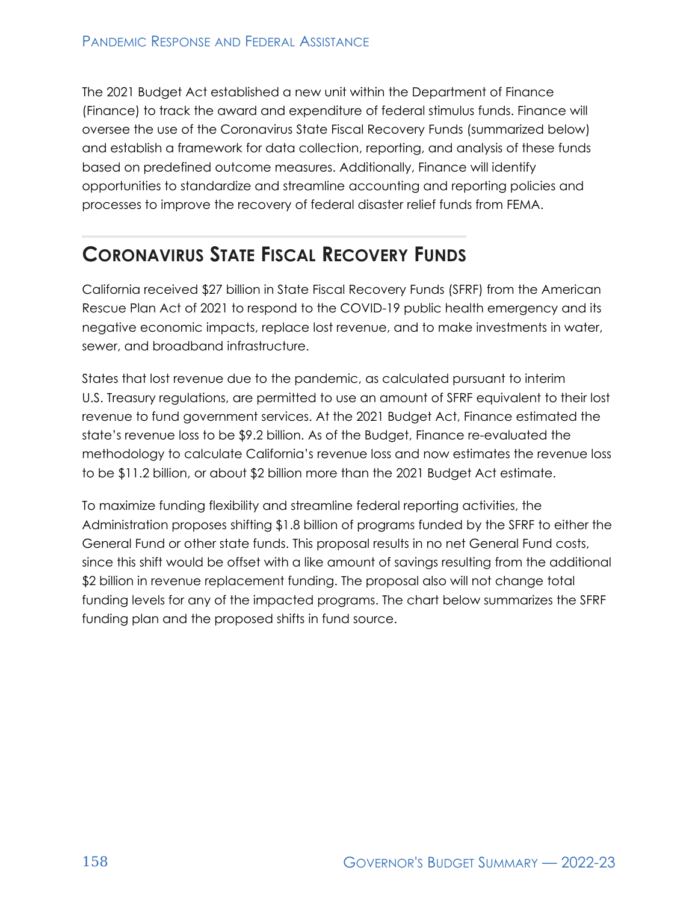The 2021 Budget Act established a new unit within the Department of Finance (Finance) to track the award and expenditure of federal stimulus funds. Finance will oversee the use of the Coronavirus State Fiscal Recovery Funds (summarized below) and establish a framework for data collection, reporting, and analysis of these funds based on predefined outcome measures. Additionally, Finance will identify opportunities to standardize and streamline accounting and reporting policies and processes to improve the recovery of federal disaster relief funds from FEMA.

## Coronavirus State Fiscal Recovery Funds

California received $27 billion in State Fiscal Recovery Funds (SFRF) from the American Rescue Plan Act of 2021 to respond to the COVID-19 public health emergency and its negative economic impacts, replace lost revenue, and to make investments in water, sewer, and broadband infrastructure.

States that lost revenue due to the pandemic, as calculated pursuant to interim U.S. Treasury regulations, are permitted to use an amount of SFRF equivalent to their lost revenue to fund government services. At the 2021 Budget Act, Finance estimated the state's revenue loss to be $9.2 billion. As of the Budget, Finance re-evaluated the methodology to calculate California's revenue loss and now estimates the revenue loss to be $11.2 billion, or about $2 billion more than the 2021 Budget Act estimate.

To maximize funding flexibility and streamline federal reporting activities, the Administration proposes shifting $1.8 billion of programs funded by the SFRF to either the General Fund or other state funds. This proposal results in no net General Fund costs, since this shift would be offset with a like amount of savings resulting from the additional $2 billion in revenue replacement funding. The proposal also will not change total funding levels for any of the impacted programs. The chart below summarizes the SFRF funding plan and the proposed shifts in fund source.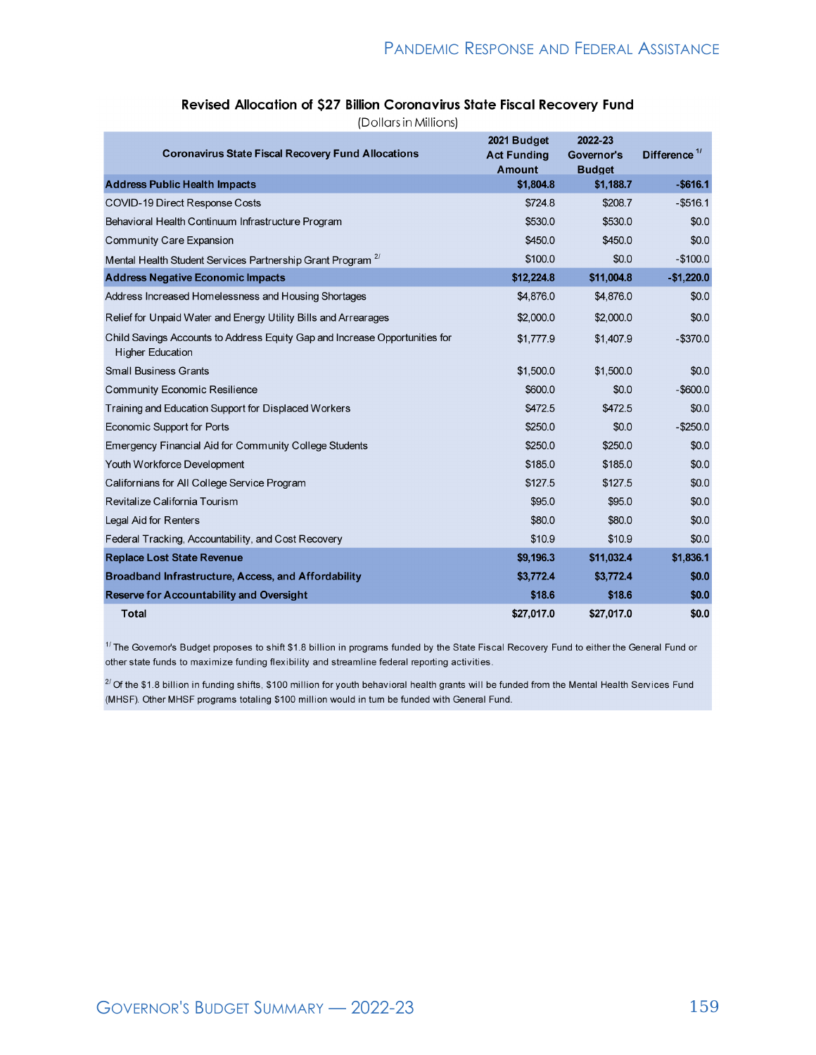**Revised Allocation of $27 Billion Coronavirus State Fiscal Recovery Fund**
(Dollars in Millions)

| Coronavirus State Fiscal Recovery Fund Allocations | 2021 Budget Act Funding Amount | 2022-23 Governor's Budget | Difference [1/] |
|---|---|---|---|
| **Address Public Health Impacts** | **$1,804.8** | **$1,188.7** | **-$616.1** |
| COVID-19 Direct Response Costs | $724.8 | $208.7 | -$516.1 |
| Behavioral Health Continuum Infrastructure Program | $530.0 | $530.0 | $0.0 |
| Community Care Expansion | $450.0 | $450.0 | $0.0 |
| Mental Health Student Services Partnership Grant Program [2/] | $100.0 | $0.0 | -$100.0 |
| **Address Negative Economic Impacts** | **$12,224.8** | **$11,004.8** | **-$1,220.0** |
| Address Increased Homelessness and Housing Shortages | $4,876.0 | $4,876.0 | $0.0 |
| Relief for Unpaid Water and Energy Utility Bills and Arrearages | $2,000.0 | $2,000.0 | $0.0 |
| Child Savings Accounts to Address Equity Gap and Increase Opportunities for Higher Education | $1,777.9 | $1,407.9 | -$370.0 |
| Small Business Grants | $1,500.0 | $1,500.0 | $0.0 |
| Community Economic Resilience | $600.0 | $0.0 | -$600.0 |
| Training and Education Support for Displaced Workers | $472.5 | $472.5 | $0.0 |
| Economic Support for Ports | $250.0 | $0.0 | -$250.0 |
| Emergency Financial Aid for Community College Students | $250.0 | $250.0 | $0.0 |
| Youth Workforce Development | $185.0 | $185.0 | $0.0 |
| Californians for All College Service Program | $127.5 | $127.5 | $0.0 |
| Revitalize California Tourism | $95.0 | $95.0 | $0.0 |
| Legal Aid for Renters | $80.0 | $80.0 | $0.0 |
| Federal Tracking, Accountability, and Cost Recovery | $10.9 | $10.9 | $0.0 |
| **Replace Lost State Revenue** | **$9,196.3** | **$11,032.4** | **$1,836.1** |
| **Broadband Infrastructure, Access, and Affordability** | **$3,772.4** | **$3,772.4** | **$0.0** |
| **Reserve for Accountability and Oversight** | **$18.6** | **$18.6** | **$0.0** |
| **Total** | **$27,017.0** | **$27,017.0** | **$0.0** |

[1/] The Governor's Budget proposes to shift $1.8 billion in programs funded by the State Fiscal Recovery Fund to either the General Fund or other state funds to maximize funding flexibility and streamline federal reporting activities.

[2/] Of the $1.8 billion in funding shifts, $100 million for youth behavioral health grants will be funded from the Mental Health Services Fund (MHSF). Other MHSF programs totaling $100 million would in turn be funded with General Fund.